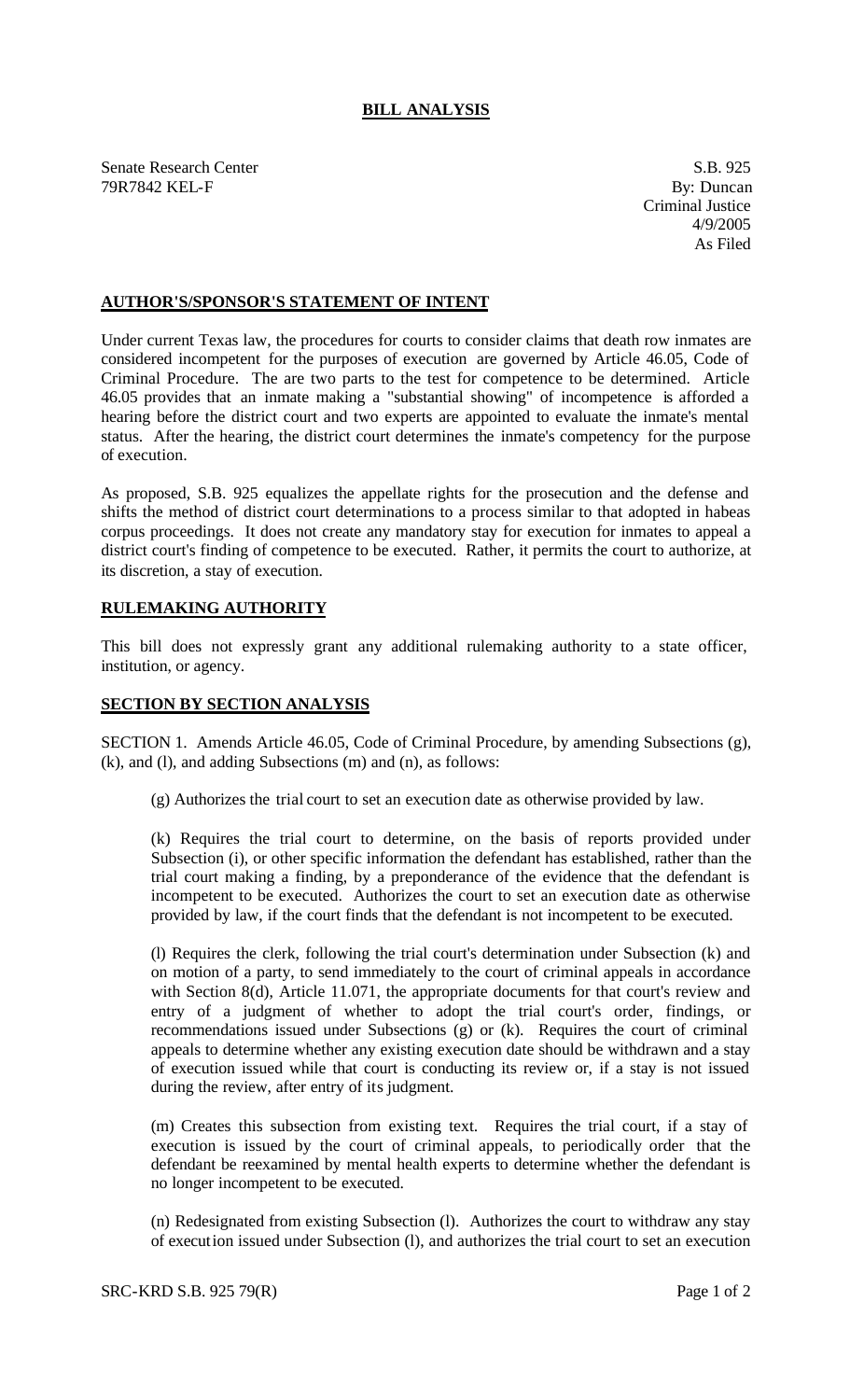# BILL ANALYSIS

Senate Research Center
79R7842 KEL-F

S.B. 925
By: Duncan
Criminal Justice
4/9/2005
As Filed

## AUTHOR'S/SPONSOR'S STATEMENT OF INTENT

Under current Texas law, the procedures for courts to consider claims that death row inmates are considered incompetent for the purposes of execution are governed by Article 46.05, Code of Criminal Procedure. The are two parts to the test for competence to be determined. Article 46.05 provides that an inmate making a "substantial showing" of incompetence is afforded a hearing before the district court and two experts are appointed to evaluate the inmate's mental status. After the hearing, the district court determines the inmate's competency for the purpose of execution.

As proposed, S.B. 925 equalizes the appellate rights for the prosecution and the defense and shifts the method of district court determinations to a process similar to that adopted in habeas corpus proceedings. It does not create any mandatory stay for execution for inmates to appeal a district court's finding of competence to be executed. Rather, it permits the court to authorize, at its discretion, a stay of execution.

## RULEMAKING AUTHORITY

This bill does not expressly grant any additional rulemaking authority to a state officer, institution, or agency.

## SECTION BY SECTION ANALYSIS

SECTION 1. Amends Article 46.05, Code of Criminal Procedure, by amending Subsections (g), (k), and (l), and adding Subsections (m) and (n), as follows:

(g) Authorizes the trial court to set an execution date as otherwise provided by law.

(k) Requires the trial court to determine, on the basis of reports provided under Subsection (i), or other specific information the defendant has established, rather than the trial court making a finding, by a preponderance of the evidence that the defendant is incompetent to be executed. Authorizes the court to set an execution date as otherwise provided by law, if the court finds that the defendant is not incompetent to be executed.

(l) Requires the clerk, following the trial court's determination under Subsection (k) and on motion of a party, to send immediately to the court of criminal appeals in accordance with Section 8(d), Article 11.071, the appropriate documents for that court's review and entry of a judgment of whether to adopt the trial court's order, findings, or recommendations issued under Subsections (g) or (k). Requires the court of criminal appeals to determine whether any existing execution date should be withdrawn and a stay of execution issued while that court is conducting its review or, if a stay is not issued during the review, after entry of its judgment.

(m) Creates this subsection from existing text. Requires the trial court, if a stay of execution is issued by the court of criminal appeals, to periodically order that the defendant be reexamined by mental health experts to determine whether the defendant is no longer incompetent to be executed.

(n) Redesignated from existing Subsection (l). Authorizes the court to withdraw any stay of execution issued under Subsection (l), and authorizes the trial court to set an execution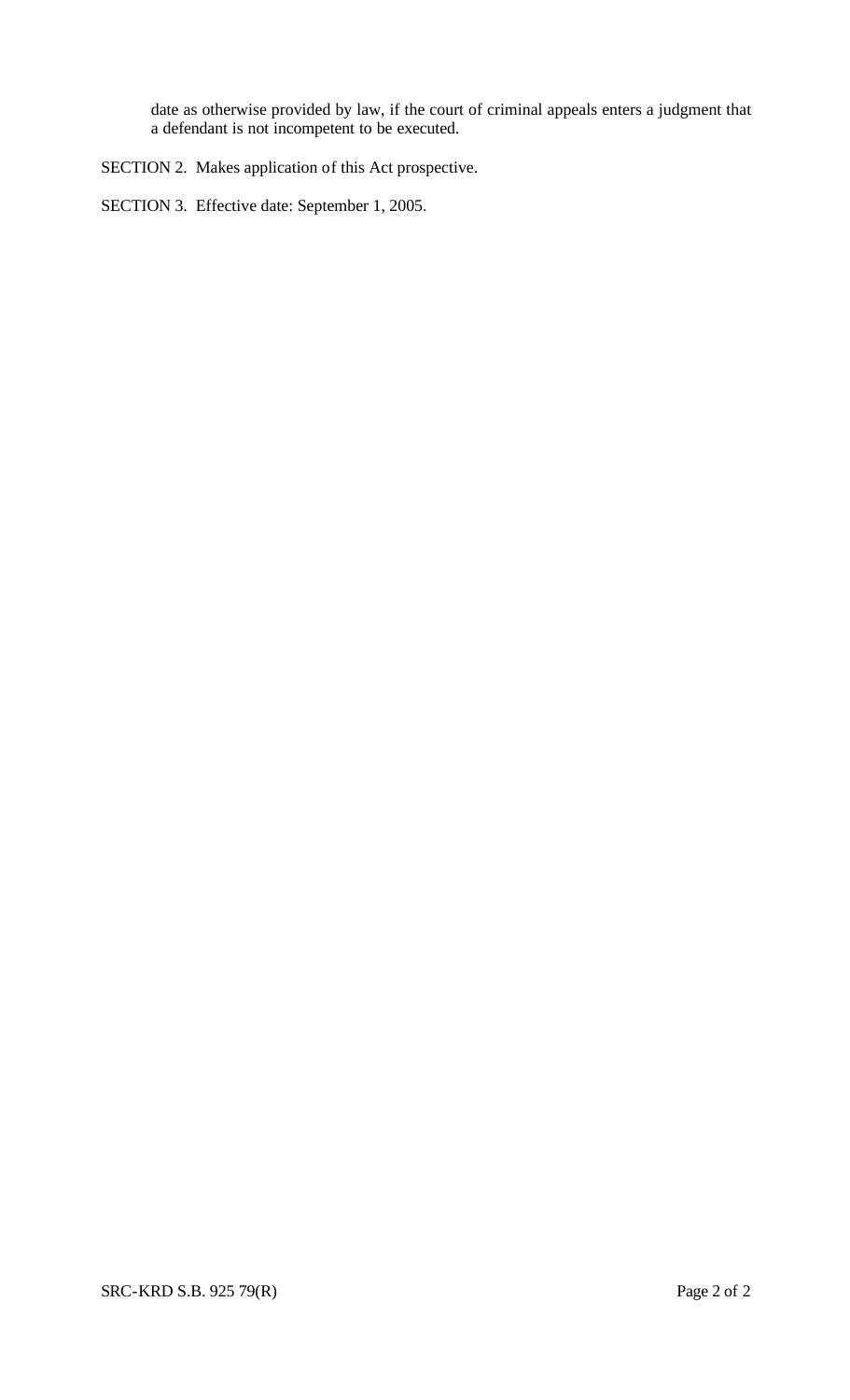date as otherwise provided by law, if the court of criminal appeals enters a judgment that a defendant is not incompetent to be executed.

SECTION 2. Makes application of this Act prospective.

SECTION 3. Effective date: September 1, 2005.